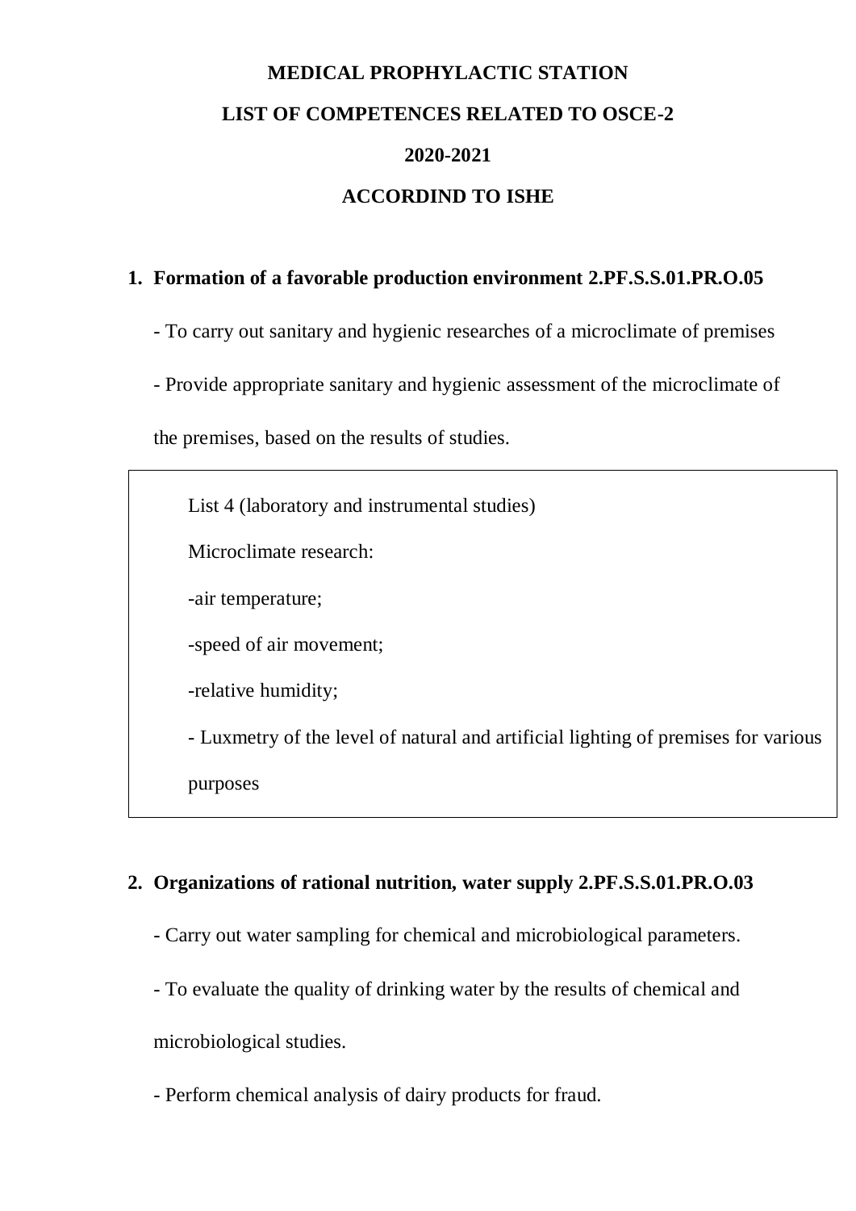# MEDICAL PROPHYLACTIC STATION

## LIST OF COMPETENCES RELATED TO OSCE-2

## 2020-2021

## ACCORDIND TO ISHE

### 1. Formation of a favorable production environment 2.PF.S.S.01.PR.O.05

- To carry out sanitary and hygienic researches of a microclimate of premises
- Provide appropriate sanitary and hygienic assessment of the microclimate of the premises, based on the results of studies.

> List 4 (laboratory and instrumental studies)
>
> Microclimate research:
>
> -air temperature;
>
> -speed of air movement;
>
> -relative humidity;
>
> - Luxmetry of the level of natural and artificial lighting of premises for various purposes

### 2. Organizations of rational nutrition, water supply 2.PF.S.S.01.PR.O.03

- Carry out water sampling for chemical and microbiological parameters.
- To evaluate the quality of drinking water by the results of chemical and microbiological studies.
- Perform chemical analysis of dairy products for fraud.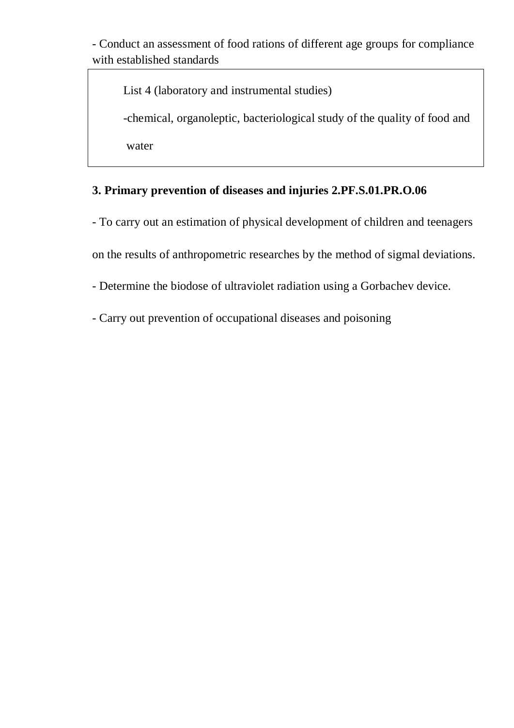- Conduct an assessment of food rations of different age groups for compliance with established standards

List 4 (laboratory and instrumental studies)

-chemical, organoleptic, bacteriological study of the quality of food and water

**3. Primary prevention of diseases and injuries 2.PF.S.01.PR.O.06**

- To carry out an estimation of physical development of children and teenagers on the results of anthropometric researches by the method of sigmal deviations.
- Determine the biodose of ultraviolet radiation using a Gorbachev device.
- Carry out prevention of occupational diseases and poisoning